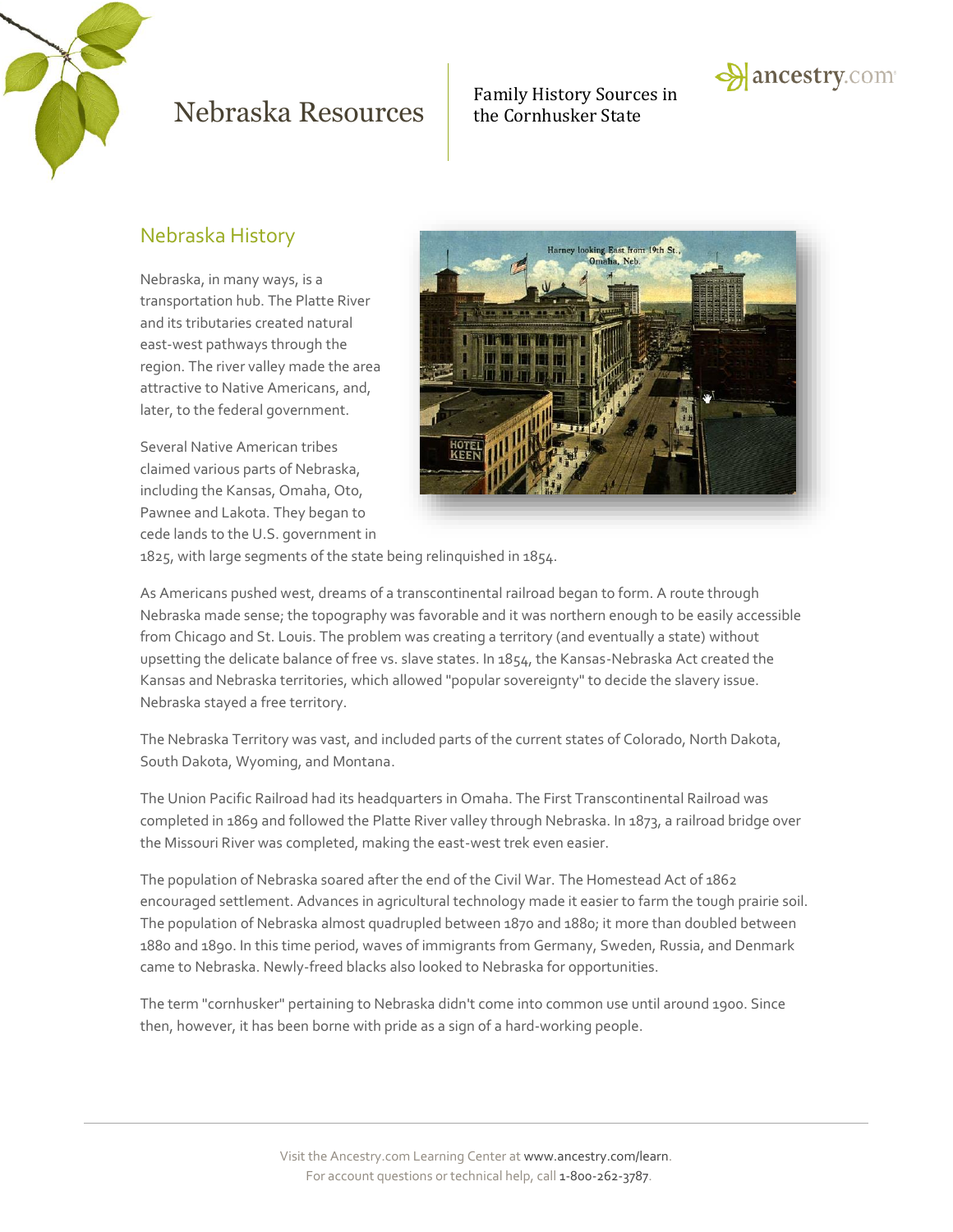# Nebraska Resources

Family History Sources in the Cornhusker State

## Nebraska History

Nebraska, in many ways, is a transportation hub. The Platte River and its tributaries created natural east-west pathways through the region. The river valley made the area attractive to Native Americans, and, later, to the federal government.

Several Native American tribes claimed various parts of Nebraska, including the Kansas, Omaha, Oto, Pawnee and Lakota. They began to cede lands to the U.S. government in 1825, with large segments of the state being relinquished in 1854.

As Americans pushed west, dreams of a transcontinental railroad began to form. A route through Nebraska made sense; the topography was favorable and it was northern enough to be easily accessible from Chicago and St. Louis. The problem was creating a territory (and eventually a state) without upsetting the delicate balance of free vs. slave states. In 1854, the Kansas-Nebraska Act created the Kansas and Nebraska territories, which allowed "popular sovereignty" to decide the slavery issue. Nebraska stayed a free territory.

The Nebraska Territory was vast, and included parts of the current states of Colorado, North Dakota, South Dakota, Wyoming, and Montana.

The Union Pacific Railroad had its headquarters in Omaha. The First Transcontinental Railroad was completed in 1869 and followed the Platte River valley through Nebraska. In 1873, a railroad bridge over the Missouri River was completed, making the east-west trek even easier.

The population of Nebraska soared after the end of the Civil War. The Homestead Act of 1862 encouraged settlement. Advances in agricultural technology made it easier to farm the tough prairie soil. The population of Nebraska almost quadrupled between 1870 and 1880; it more than doubled between 1880 and 1890. In this time period, waves of immigrants from Germany, Sweden, Russia, and Denmark came to Nebraska. Newly-freed blacks also looked to Nebraska for opportunities.

The term "cornhusker" pertaining to Nebraska didn't come into common use until around 1900. Since then, however, it has been borne with pride as a sign of a hard-working people.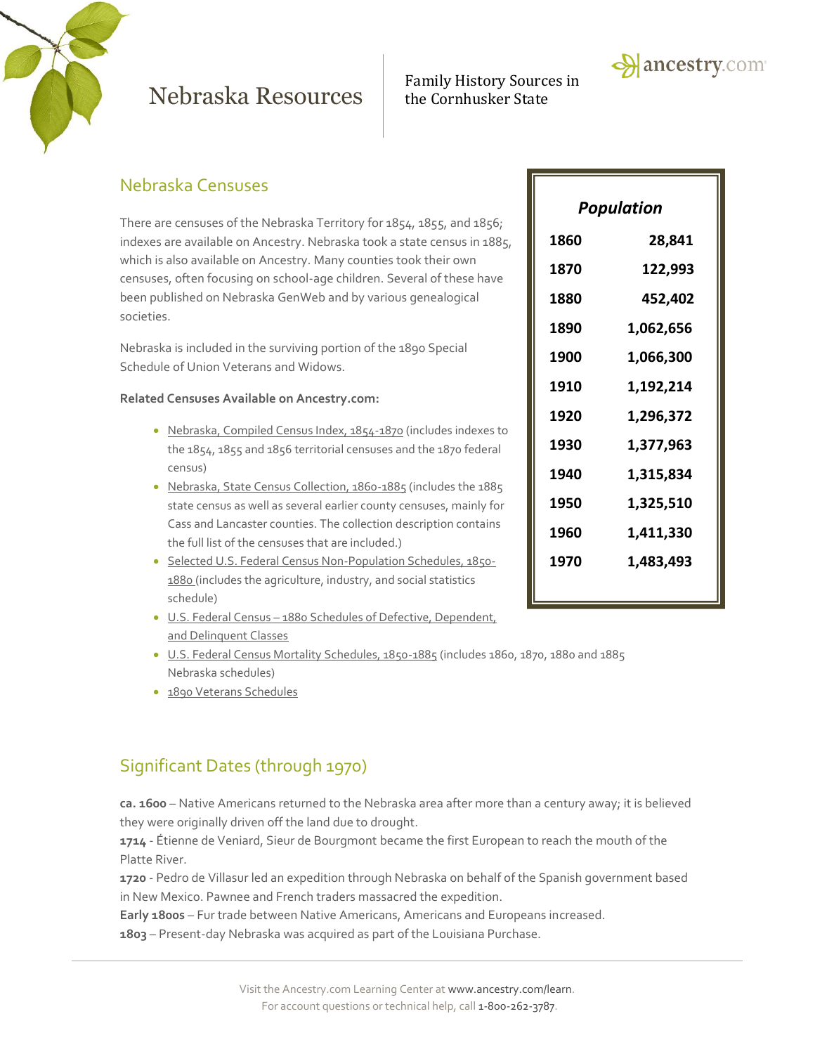# Nebraska Resources

Family History Sources in the Cornhusker State

## Nebraska Censuses

There are censuses of the Nebraska Territory for 1854, 1855, and 1856; indexes are available on Ancestry. Nebraska took a state census in 1885, which is also available on Ancestry. Many counties took their own censuses, often focusing on school-age children. Several of these have been published on Nebraska GenWeb and by various genealogical societies.

Nebraska is included in the surviving portion of the 1890 Special Schedule of Union Veterans and Widows.

**Related Censuses Available on Ancestry.com:**

- Nebraska, Compiled Census Index, 1854-1870 (includes indexes to the 1854, 1855 and 1856 territorial censuses and the 1870 federal census)
- Nebraska, State Census Collection, 1860-1885 (includes the 1885 state census as well as several earlier county censuses, mainly for Cass and Lancaster counties. The collection description contains the full list of the censuses that are included.)
- Selected U.S. Federal Census Non-Population Schedules, 1850-1880 (includes the agriculture, industry, and social statistics schedule)
- U.S. Federal Census – 1880 Schedules of Defective, Dependent, and Delinquent Classes
- U.S. Federal Census Mortality Schedules, 1850-1885 (includes 1860, 1870, 1880 and 1885 Nebraska schedules)
- 1890 Veterans Schedules

| *Population* | |
|---|---|
| 1860 | 28,841 |
| 1870 | 122,993 |
| 1880 | 452,402 |
| 1890 | 1,062,656 |
| 1900 | 1,066,300 |
| 1910 | 1,192,214 |
| 1920 | 1,296,372 |
| 1930 | 1,377,963 |
| 1940 | 1,315,834 |
| 1950 | 1,325,510 |
| 1960 | 1,411,330 |
| 1970 | 1,483,493 |

## Significant Dates (through 1970)

**ca. 1600** – Native Americans returned to the Nebraska area after more than a century away; it is believed they were originally driven off the land due to drought.

**1714** - Étienne de Veniard, Sieur de Bourgmont became the first European to reach the mouth of the Platte River.

**1720** - Pedro de Villasur led an expedition through Nebraska on behalf of the Spanish government based in New Mexico. Pawnee and French traders massacred the expedition.

**Early 1800s** – Fur trade between Native Americans, Americans and Europeans increased.

**1803** – Present-day Nebraska was acquired as part of the Louisiana Purchase.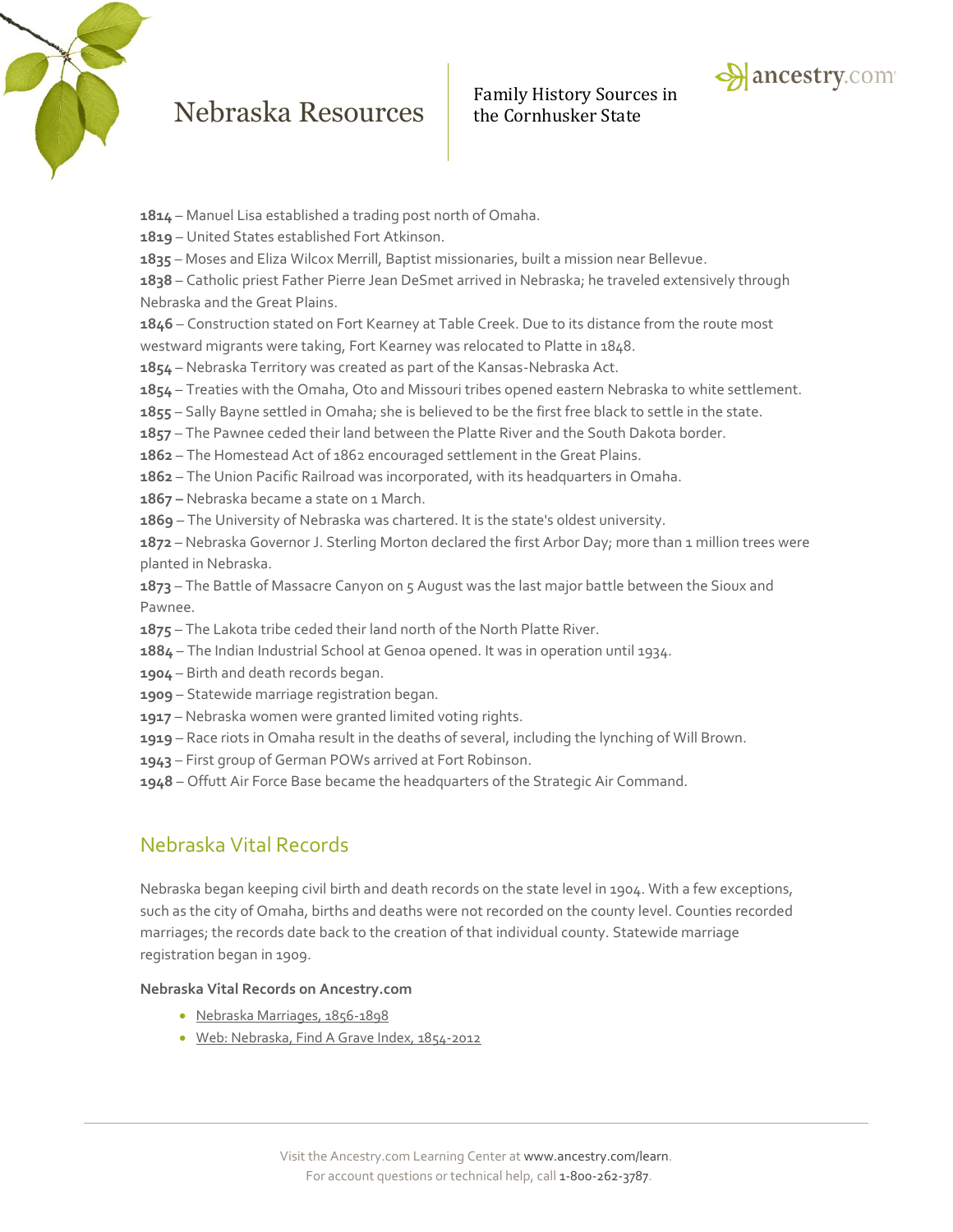1814 – Manuel Lisa established a trading post north of Omaha.

1819 – United States established Fort Atkinson.

1835 – Moses and Eliza Wilcox Merrill, Baptist missionaries, built a mission near Bellevue.

1838 – Catholic priest Father Pierre Jean DeSmet arrived in Nebraska; he traveled extensively through Nebraska and the Great Plains.

1846 – Construction stated on Fort Kearney at Table Creek. Due to its distance from the route most westward migrants were taking, Fort Kearney was relocated to Platte in 1848.

1854 – Nebraska Territory was created as part of the Kansas-Nebraska Act.

1854 – Treaties with the Omaha, Oto and Missouri tribes opened eastern Nebraska to white settlement.

1855 – Sally Bayne settled in Omaha; she is believed to be the first free black to settle in the state.

1857 – The Pawnee ceded their land between the Platte River and the South Dakota border.

1862 – The Homestead Act of 1862 encouraged settlement in the Great Plains.

1862 – The Union Pacific Railroad was incorporated, with its headquarters in Omaha.

1867 – Nebraska became a state on 1 March.

1869 – The University of Nebraska was chartered. It is the state's oldest university.

1872 – Nebraska Governor J. Sterling Morton declared the first Arbor Day; more than 1 million trees were planted in Nebraska.

1873 – The Battle of Massacre Canyon on 5 August was the last major battle between the Sioux and Pawnee.

1875 – The Lakota tribe ceded their land north of the North Platte River.

1884 – The Indian Industrial School at Genoa opened. It was in operation until 1934.

1904 – Birth and death records began.

1909 – Statewide marriage registration began.

1917 – Nebraska women were granted limited voting rights.

1919 – Race riots in Omaha result in the deaths of several, including the lynching of Will Brown.

1943 – First group of German POWs arrived at Fort Robinson.

1948 – Offutt Air Force Base became the headquarters of the Strategic Air Command.

## Nebraska Vital Records

Nebraska began keeping civil birth and death records on the state level in 1904. With a few exceptions, such as the city of Omaha, births and deaths were not recorded on the county level. Counties recorded marriages; the records date back to the creation of that individual county. Statewide marriage registration began in 1909.

**Nebraska Vital Records on Ancestry.com**

- Nebraska Marriages, 1856-1898
- Web: Nebraska, Find A Grave Index, 1854-2012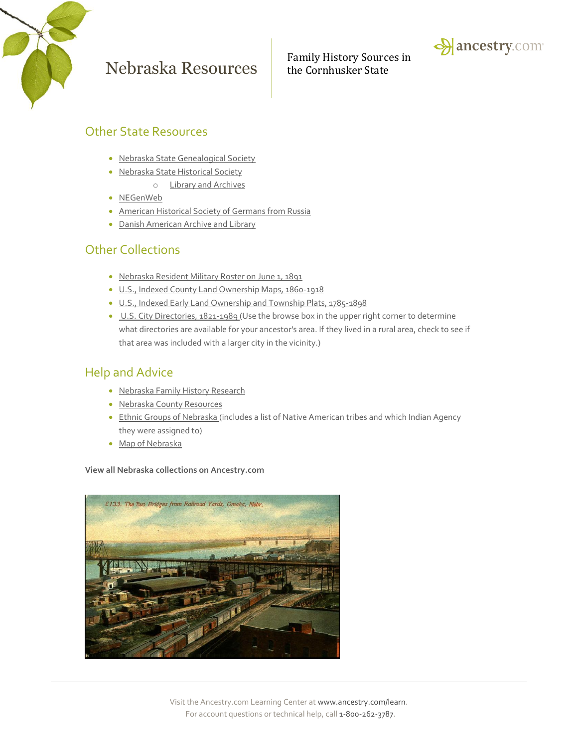# Nebraska Resources

Family History Sources in the Cornhusker State

## Other State Resources

- Nebraska State Genealogical Society
- Nebraska State Historical Society
  - Library and Archives
- NEGenWeb
- American Historical Society of Germans from Russia
- Danish American Archive and Library

## Other Collections

- Nebraska Resident Military Roster on June 1, 1891
- U.S., Indexed County Land Ownership Maps, 1860-1918
- U.S., Indexed Early Land Ownership and Township Plats, 1785-1898
- U.S. City Directories, 1821-1989 (Use the browse box in the upper right corner to determine what directories are available for your ancestor's area. If they lived in a rural area, check to see if that area was included with a larger city in the vicinity.)

## Help and Advice

- Nebraska Family History Research
- Nebraska County Resources
- Ethnic Groups of Nebraska (includes a list of Native American tribes and which Indian Agency they were assigned to)
- Map of Nebraska

**View all Nebraska collections on Ancestry.com**

E133. The two Bridges from Railroad Yards, Omaha, Nebr.

Visit the Ancestry.com Learning Center at www.ancestry.com/learn.
For account questions or technical help, call 1-800-262-3787.